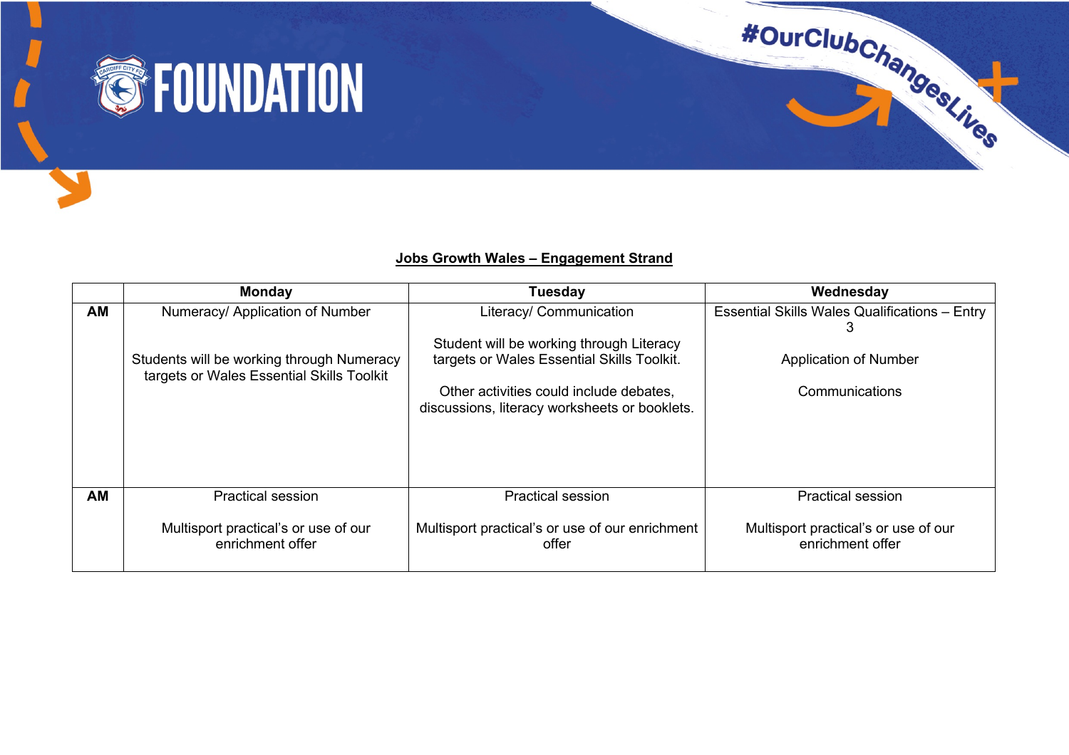FOUNDATION

#OurClubChangesLives

## Jobs Growth Wales – Engagement Strand

| | Monday | Tuesday | Wednesday |
|---|---|---|---|
| **AM** | Numeracy/ Application of Number<br><br>Students will be working through Numeracy targets or Wales Essential Skills Toolkit | Literacy/ Communication<br><br>Student will be working through Literacy targets or Wales Essential Skills Toolkit.<br><br>Other activities could include debates, discussions, literacy worksheets or booklets. | Essential Skills Wales Qualifications – Entry 3<br><br>Application of Number<br><br>Communications |
| **AM** | Practical session<br><br>Multisport practical's or use of our enrichment offer | Practical session<br><br>Multisport practical's or use of our enrichment offer | Practical session<br><br>Multisport practical's or use of our enrichment offer |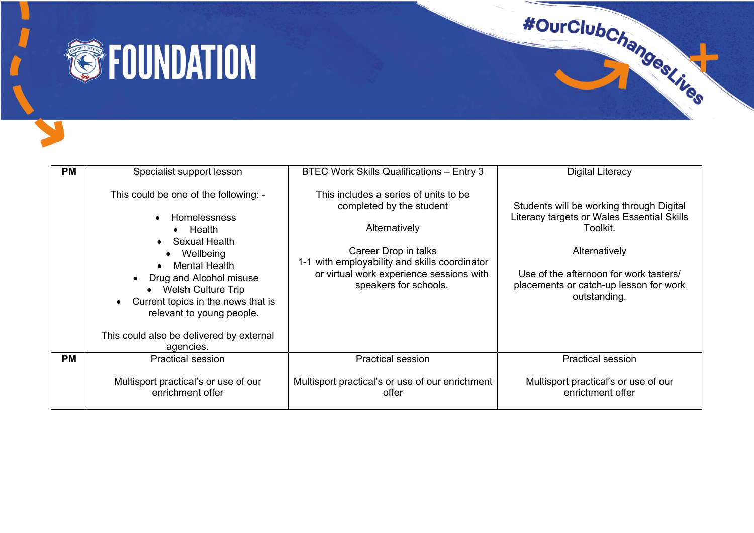| PM | Specialist support lesson<br><br>This could be one of the following: -<br><br>• Homelessness<br>• Health<br>• Sexual Health<br>• Wellbeing<br>• Mental Health<br>• Drug and Alcohol misuse<br>• Welsh Culture Trip<br>• Current topics in the news that is relevant to young people.<br><br>This could also be delivered by external agencies. | BTEC Work Skills Qualifications – Entry 3<br><br>This includes a series of units to be completed by the student<br><br>Alternatively<br><br>Career Drop in talks<br>1-1 with employability and skills coordinator or virtual work experience sessions with speakers for schools. | Digital Literacy<br><br>Students will be working through Digital Literacy targets or Wales Essential Skills Toolkit.<br><br>Alternatively<br><br>Use of the afternoon for work tasters/ placements or catch-up lesson for work outstanding. |
|---|---|---|---|
| PM | Practical session<br><br>Multisport practical's or use of our enrichment offer | Practical session<br><br>Multisport practical's or use of our enrichment offer | Practical session<br><br>Multisport practical's or use of our enrichment offer |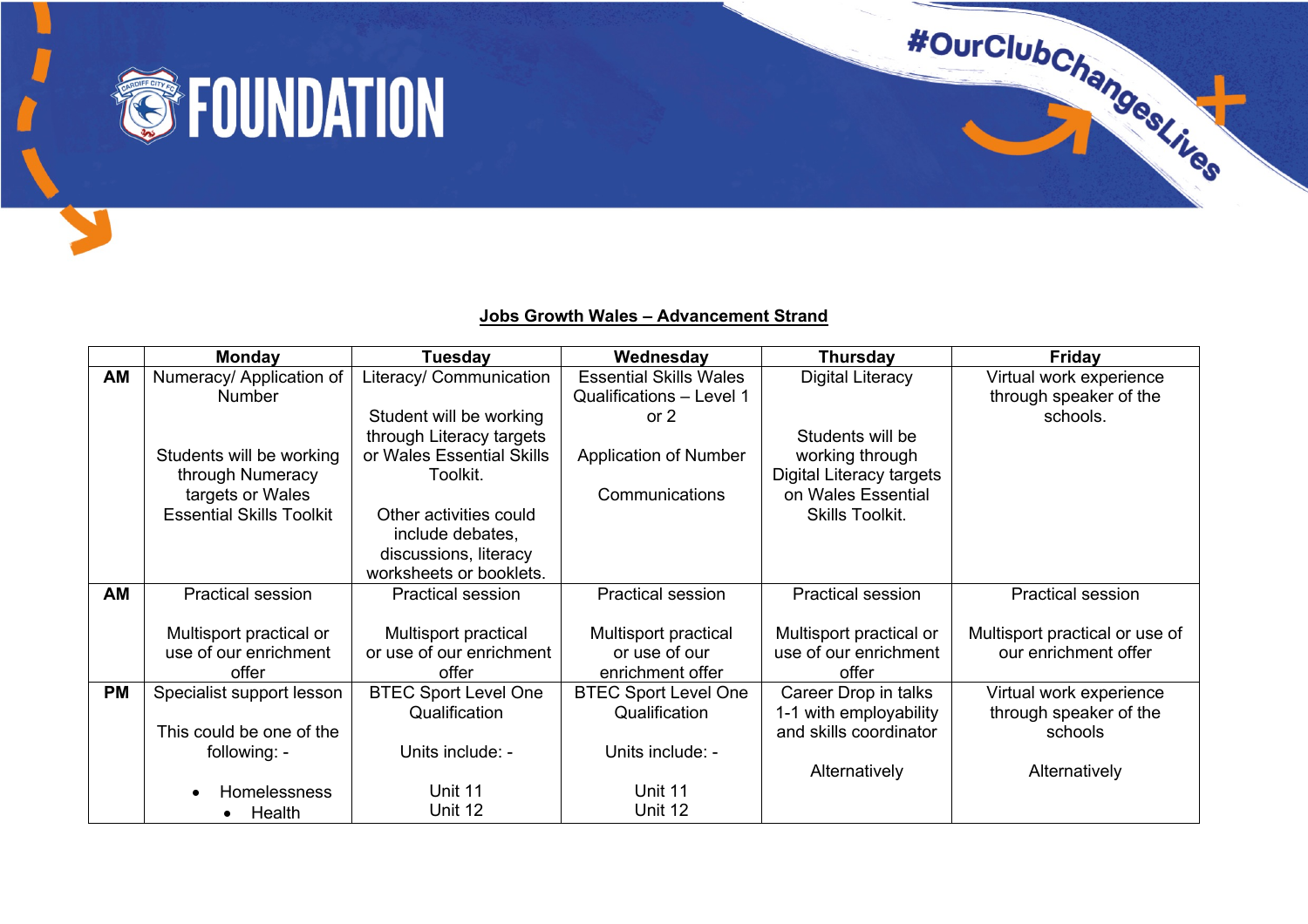**Jobs Growth Wales – Advancement Strand**

| | Monday | Tuesday | Wednesday | Thursday | Friday |
|---|---|---|---|---|---|
| **AM** | Numeracy/ Application of Number<br><br>Students will be working through Numeracy targets or Wales Essential Skills Toolkit | Literacy/ Communication<br><br>Student will be working through Literacy targets or Wales Essential Skills Toolkit.<br><br>Other activities could include debates, discussions, literacy worksheets or booklets. | Essential Skills Wales Qualifications – Level 1 or 2<br><br>Application of Number<br><br>Communications | Digital Literacy<br><br>Students will be working through Digital Literacy targets on Wales Essential Skills Toolkit. | Virtual work experience through speaker of the schools. |
| **AM** | Practical session<br><br>Multisport practical or use of our enrichment offer | Practical session<br><br>Multisport practical or use of our enrichment offer | Practical session<br><br>Multisport practical or use of our enrichment offer | Practical session<br><br>Multisport practical or use of our enrichment offer | Practical session<br><br>Multisport practical or use of our enrichment offer |
| **PM** | Specialist support lesson<br><br>This could be one of the following: -<br><br>• Homelessness<br>• Health | BTEC Sport Level One Qualification<br><br>Units include: -<br><br>Unit 11<br>Unit 12 | BTEC Sport Level One Qualification<br><br>Units include: -<br><br>Unit 11<br>Unit 12 | Career Drop in talks 1-1 with employability and skills coordinator<br><br>Alternatively | Virtual work experience through speaker of the schools<br><br>Alternatively |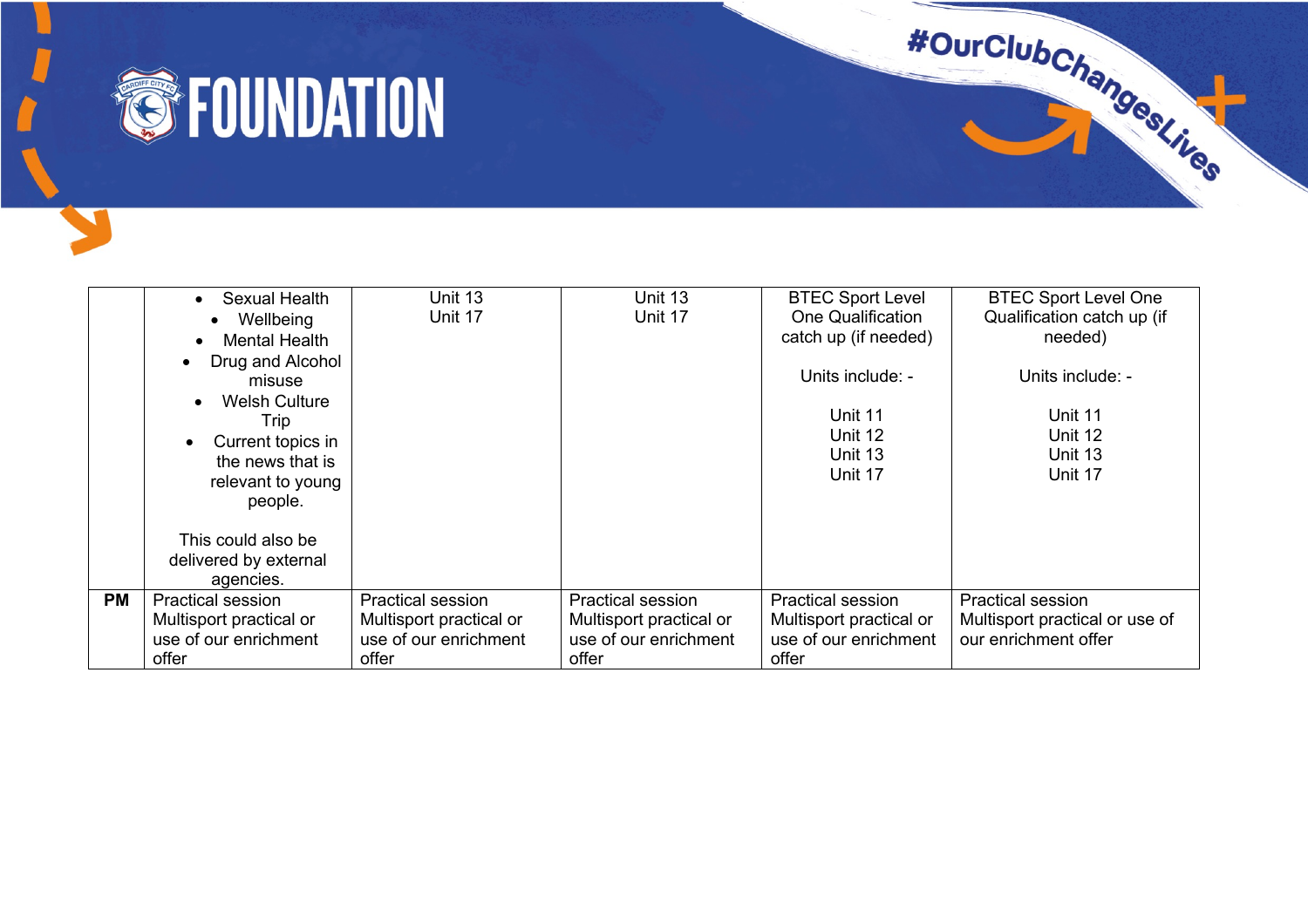| | | | | | |
|---|---|---|---|---|---|
| | • Sexual Health<br>• Wellbeing<br>• Mental Health<br>• Drug and Alcohol misuse<br>• Welsh Culture Trip<br>• Current topics in the news that is relevant to young people.<br><br>This could also be delivered by external agencies. | Unit 13<br>Unit 17 | Unit 13<br>Unit 17 | BTEC Sport Level One Qualification catch up (if needed)<br><br>Units include: -<br><br>Unit 11<br>Unit 12<br>Unit 13<br>Unit 17 | BTEC Sport Level One Qualification catch up (if needed)<br><br>Units include: -<br><br>Unit 11<br>Unit 12<br>Unit 13<br>Unit 17 |
| **PM** | Practical session Multisport practical or use of our enrichment offer | Practical session Multisport practical or use of our enrichment offer | Practical session Multisport practical or use of our enrichment offer | Practical session Multisport practical or use of our enrichment offer | Practical session Multisport practical or use of our enrichment offer |